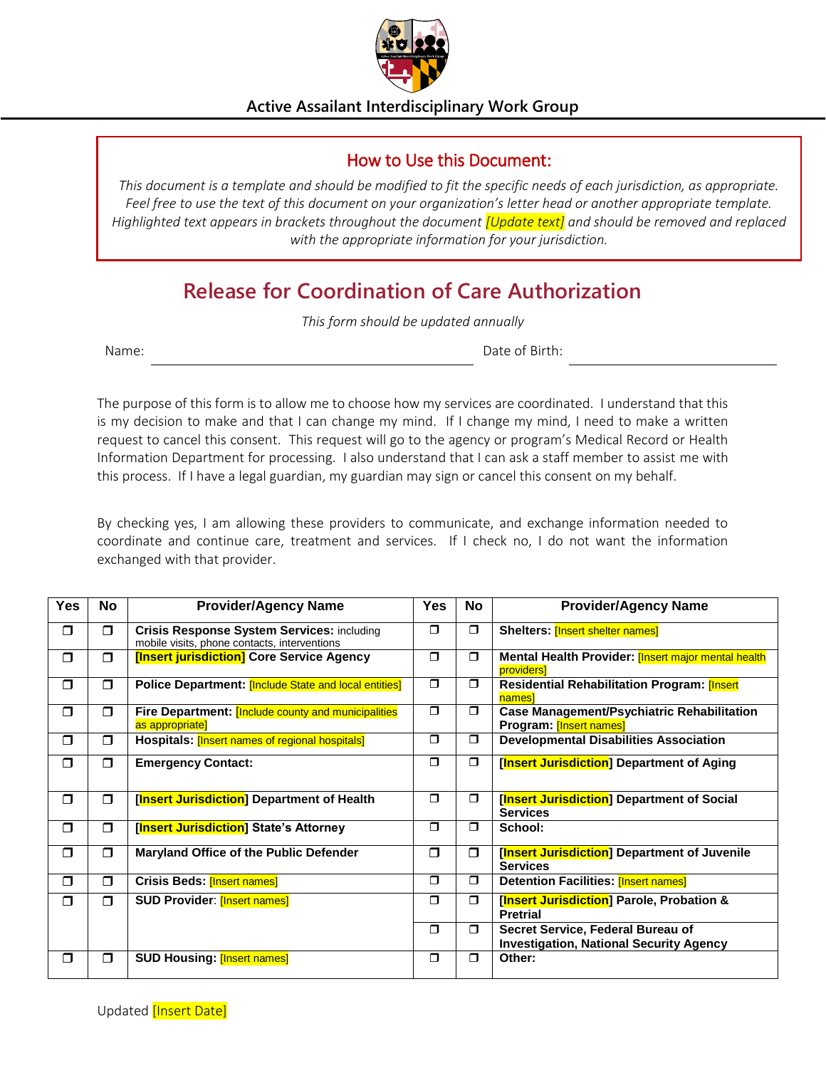Active Assailant Interdisciplinary Work Group

## How to Use this Document:

*This document is a template and should be modified to fit the specific needs of each jurisdiction, as appropriate. Feel free to use the text of this document on your organization's letter head or another appropriate template. Highlighted text appears in brackets throughout the document [Update text] and should be removed and replaced with the appropriate information for your jurisdiction.*

# Release for Coordination of Care Authorization

*This form should be updated annually*

Name: ______________________________ Date of Birth: ____________________

The purpose of this form is to allow me to choose how my services are coordinated. I understand that this is my decision to make and that I can change my mind. If I change my mind, I need to make a written request to cancel this consent. This request will go to the agency or program's Medical Record or Health Information Department for processing. I also understand that I can ask a staff member to assist me with this process. If I have a legal guardian, my guardian may sign or cancel this consent on my behalf.

By checking yes, I am allowing these providers to communicate, and exchange information needed to coordinate and continue care, treatment and services. If I check no, I do not want the information exchanged with that provider.

| Yes | No | Provider/Agency Name | Yes | No | Provider/Agency Name |
|---|---|---|---|---|---|
| ❒ | ❒ | **Crisis Response System Services:** including mobile visits, phone contacts, interventions | ❒ | ❒ | **Shelters:** [Insert shelter names] |
| ❒ | ❒ | **[Insert jurisdiction] Core Service Agency** | ❒ | ❒ | **Mental Health Provider:** [Insert major mental health providers] |
| ❒ | ❒ | **Police Department:** [Include State and local entities] | ❒ | ❒ | **Residential Rehabilitation Program:** [Insert names] |
| ❒ | ❒ | **Fire Department:** [Include county and municipalities as appropriate] | ❒ | ❒ | **Case Management/Psychiatric Rehabilitation Program:** [Insert names] |
| ❒ | ❒ | **Hospitals:** [Insert names of regional hospitals] | ❒ | ❒ | **Developmental Disabilities Association** |
| ❒ | ❒ | **Emergency Contact:** | ❒ | ❒ | **[Insert Jurisdiction] Department of Aging** |
| ❒ | ❒ | **[Insert Jurisdiction] Department of Health** | ❒ | ❒ | **[Insert Jurisdiction] Department of Social Services** |
| ❒ | ❒ | **[Insert Jurisdiction] State's Attorney** | ❒ | ❒ | **School:** |
| ❒ | ❒ | **Maryland Office of the Public Defender** | ❒ | ❒ | **[Insert Jurisdiction] Department of Juvenile Services** |
| ❒ | ❒ | **Crisis Beds:** [Insert names] | ❒ | ❒ | **Detention Facilities:** [Insert names] |
| ❒ | ❒ | **SUD Provider**: [Insert names] | ❒ | ❒ | **[Insert Jurisdiction] Parole, Probation & Pretrial** |
| | | | ❒ | ❒ | **Secret Service, Federal Bureau of Investigation, National Security Agency** |
| ❒ | ❒ | **SUD Housing:** [Insert names] | ❒ | ❒ | **Other:** |

Updated [Insert Date]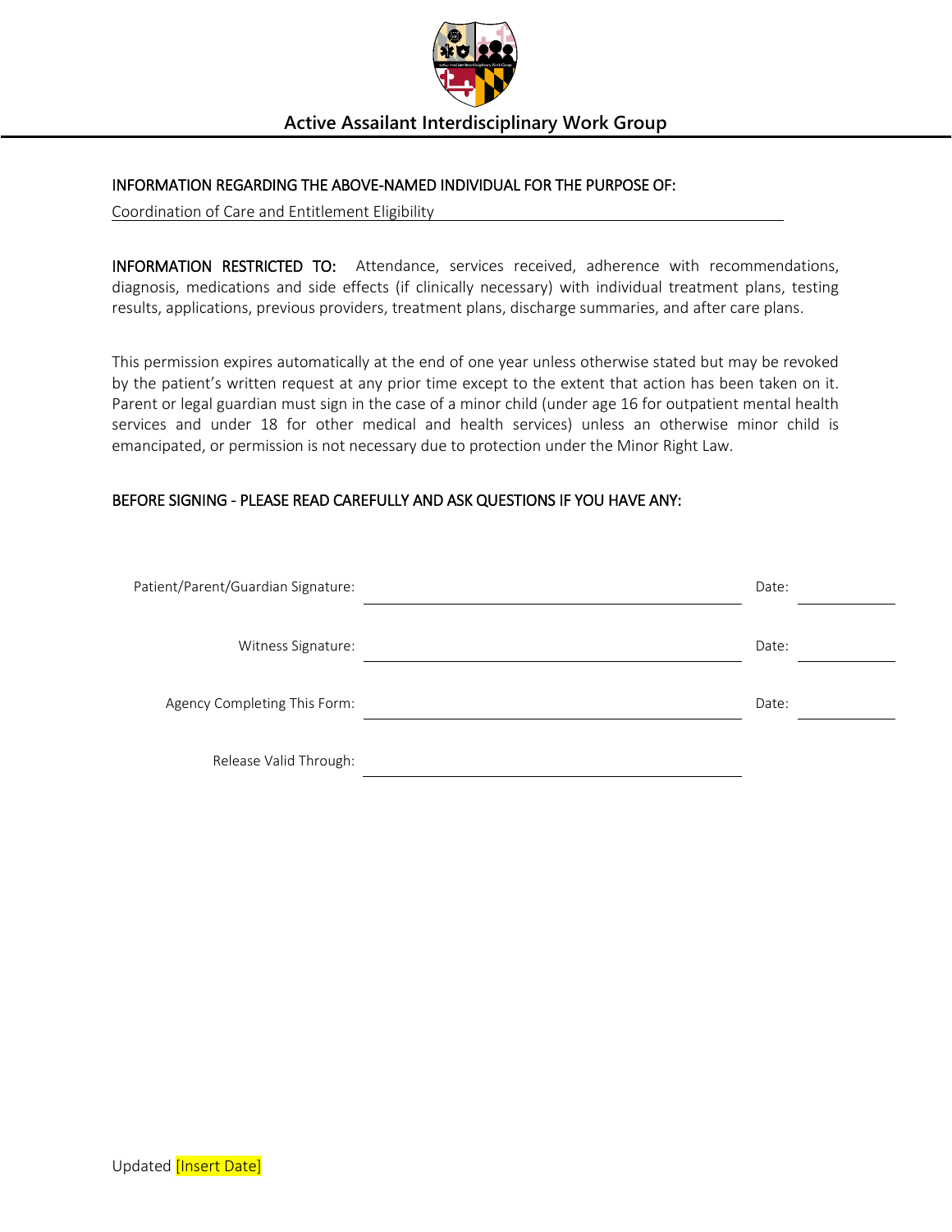## Active Assailant Interdisciplinary Work Group

INFORMATION REGARDING THE ABOVE-NAMED INDIVIDUAL FOR THE PURPOSE OF:

Coordination of Care and Entitlement Eligibility

**INFORMATION RESTRICTED TO:** Attendance, services received, adherence with recommendations, diagnosis, medications and side effects (if clinically necessary) with individual treatment plans, testing results, applications, previous providers, treatment plans, discharge summaries, and after care plans.

This permission expires automatically at the end of one year unless otherwise stated but may be revoked by the patient's written request at any prior time except to the extent that action has been taken on it. Parent or legal guardian must sign in the case of a minor child (under age 16 for outpatient mental health services and under 18 for other medical and health services) unless an otherwise minor child is emancipated, or permission is not necessary due to protection under the Minor Right Law.

BEFORE SIGNING - PLEASE READ CAREFULLY AND ASK QUESTIONS IF YOU HAVE ANY:

Patient/Parent/Guardian Signature: ______________________ Date: __________

Witness Signature: ______________________ Date: __________

Agency Completing This Form: ______________________ Date: __________

Release Valid Through: ______________________

Updated [Insert Date]